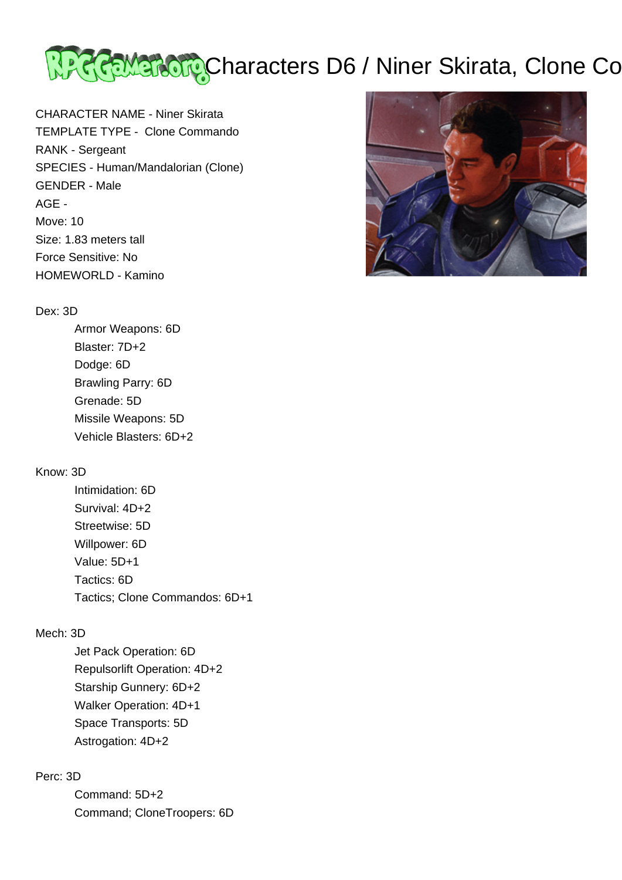# Characters D6 / Niner Skirata, Clone Co

CHARACTER NAME - Niner Skirata
TEMPLATE TYPE - Clone Commando
RANK - Sergeant
SPECIES - Human/Mandalorian (Clone)
GENDER - Male
AGE -
Move: 10
Size: 1.83 meters tall
Force Sensitive: No
HOMEWORLD - Kamino

Dex: 3D
- Armor Weapons: 6D
- Blaster: 7D+2
- Dodge: 6D
- Brawling Parry: 6D
- Grenade: 5D
- Missile Weapons: 5D
- Vehicle Blasters: 6D+2

Know: 3D
- Intimidation: 6D
- Survival: 4D+2
- Streetwise: 5D
- Willpower: 6D
- Value: 5D+1
- Tactics: 6D
- Tactics; Clone Commandos: 6D+1

Mech: 3D
- Jet Pack Operation: 6D
- Repulsorlift Operation: 4D+2
- Starship Gunnery: 6D+2
- Walker Operation: 4D+1
- Space Transports: 5D
- Astrogation: 4D+2

Perc: 3D
- Command: 5D+2
- Command; CloneTroopers: 6D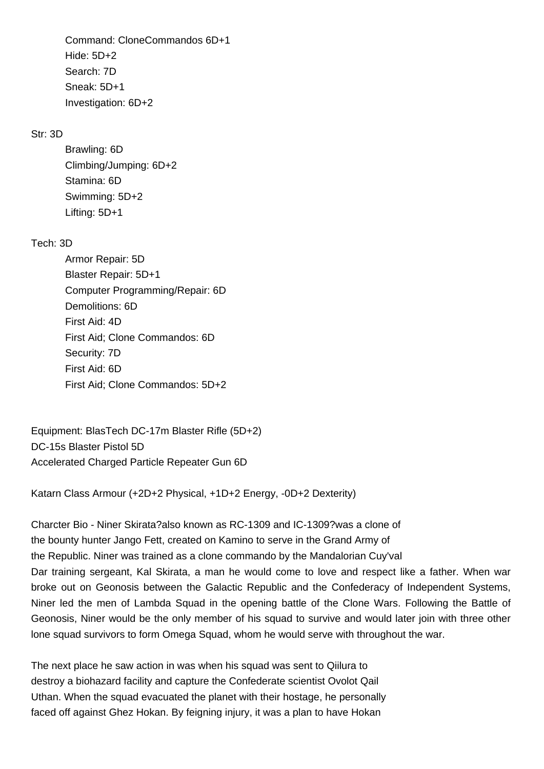Command: CloneCommandos 6D+1
Hide: 5D+2
Search: 7D
Sneak: 5D+1
Investigation: 6D+2

Str: 3D

Brawling: 6D
Climbing/Jumping: 6D+2
Stamina: 6D
Swimming: 5D+2
Lifting: 5D+1

Tech: 3D

Armor Repair: 5D
Blaster Repair: 5D+1
Computer Programming/Repair: 6D
Demolitions: 6D
First Aid: 4D
First Aid; Clone Commandos: 6D
Security: 7D
First Aid: 6D
First Aid; Clone Commandos: 5D+2

Equipment: BlasTech DC-17m Blaster Rifle (5D+2)
DC-15s Blaster Pistol 5D
Accelerated Charged Particle Repeater Gun 6D

Katarn Class Armour (+2D+2 Physical, +1D+2 Energy, -0D+2 Dexterity)

Charcter Bio - Niner Skirata?also known as RC-1309 and IC-1309?was a clone of the bounty hunter Jango Fett, created on Kamino to serve in the Grand Army of the Republic. Niner was trained as a clone commando by the Mandalorian Cuy'val Dar training sergeant, Kal Skirata, a man he would come to love and respect like a father. When war broke out on Geonosis between the Galactic Republic and the Confederacy of Independent Systems, Niner led the men of Lambda Squad in the opening battle of the Clone Wars. Following the Battle of Geonosis, Niner would be the only member of his squad to survive and would later join with three other lone squad survivors to form Omega Squad, whom he would serve with throughout the war.

The next place he saw action in was when his squad was sent to Qiilura to destroy a biohazard facility and capture the Confederate scientist Ovolot Qail Uthan. When the squad evacuated the planet with their hostage, he personally faced off against Ghez Hokan. By feigning injury, it was a plan to have Hokan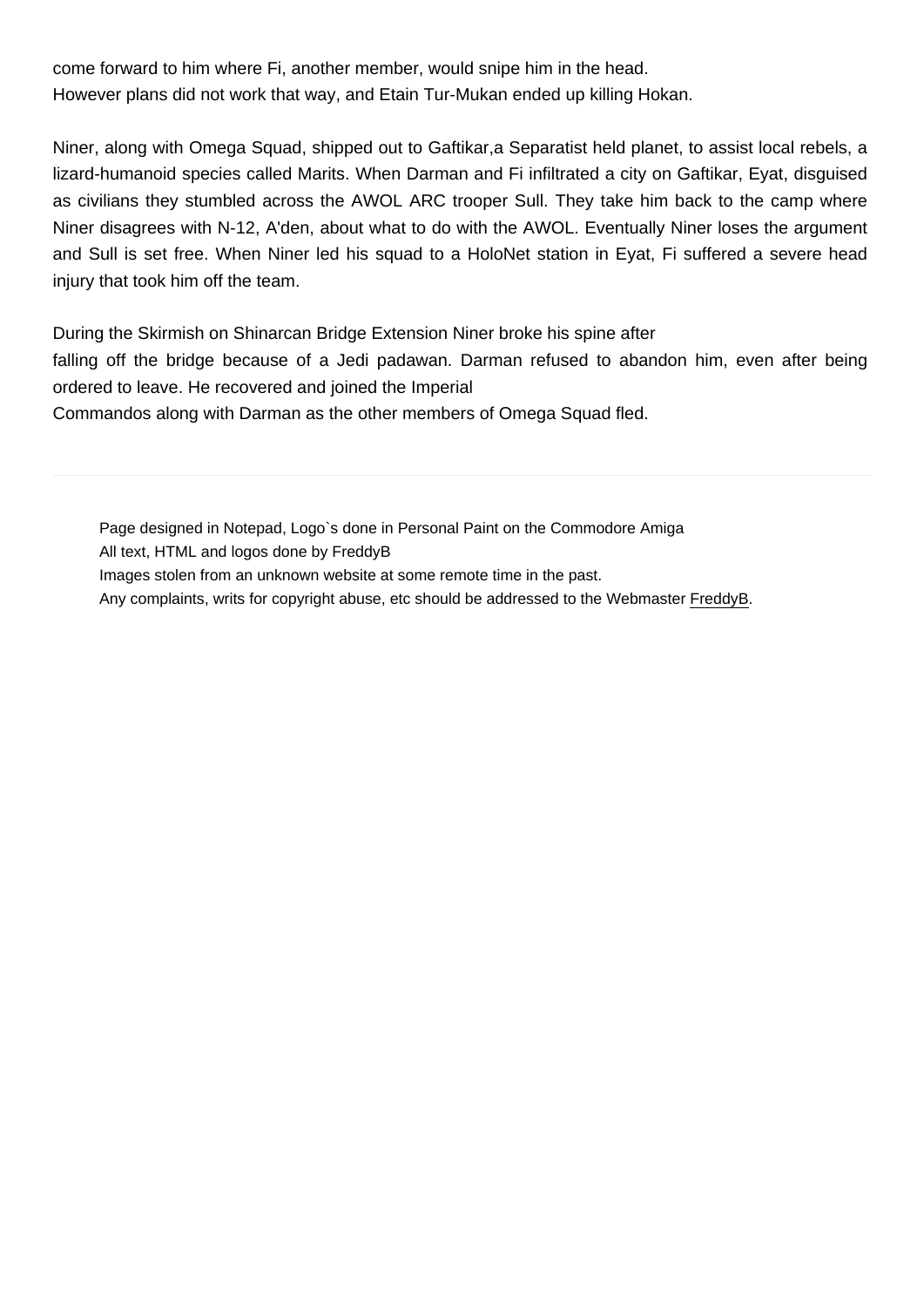come forward to him where Fi, another member, would snipe him in the head.
However plans did not work that way, and Etain Tur-Mukan ended up killing Hokan.

Niner, along with Omega Squad, shipped out to Gaftikar,a Separatist held planet, to assist local rebels, a lizard-humanoid species called Marits. When Darman and Fi infiltrated a city on Gaftikar, Eyat, disguised as civilians they stumbled across the AWOL ARC trooper Sull. They take him back to the camp where Niner disagrees with N-12, A'den, about what to do with the AWOL. Eventually Niner loses the argument and Sull is set free. When Niner led his squad to a HoloNet station in Eyat, Fi suffered a severe head injury that took him off the team.

During the Skirmish on Shinarcan Bridge Extension Niner broke his spine after falling off the bridge because of a Jedi padawan. Darman refused to abandon him, even after being ordered to leave. He recovered and joined the Imperial Commandos along with Darman as the other members of Omega Squad fled.

---

Page designed in Notepad, Logo`s done in Personal Paint on the Commodore Amiga
All text, HTML and logos done by FreddyB
Images stolen from an unknown website at some remote time in the past.
Any complaints, writs for copyright abuse, etc should be addressed to the Webmaster FreddyB.